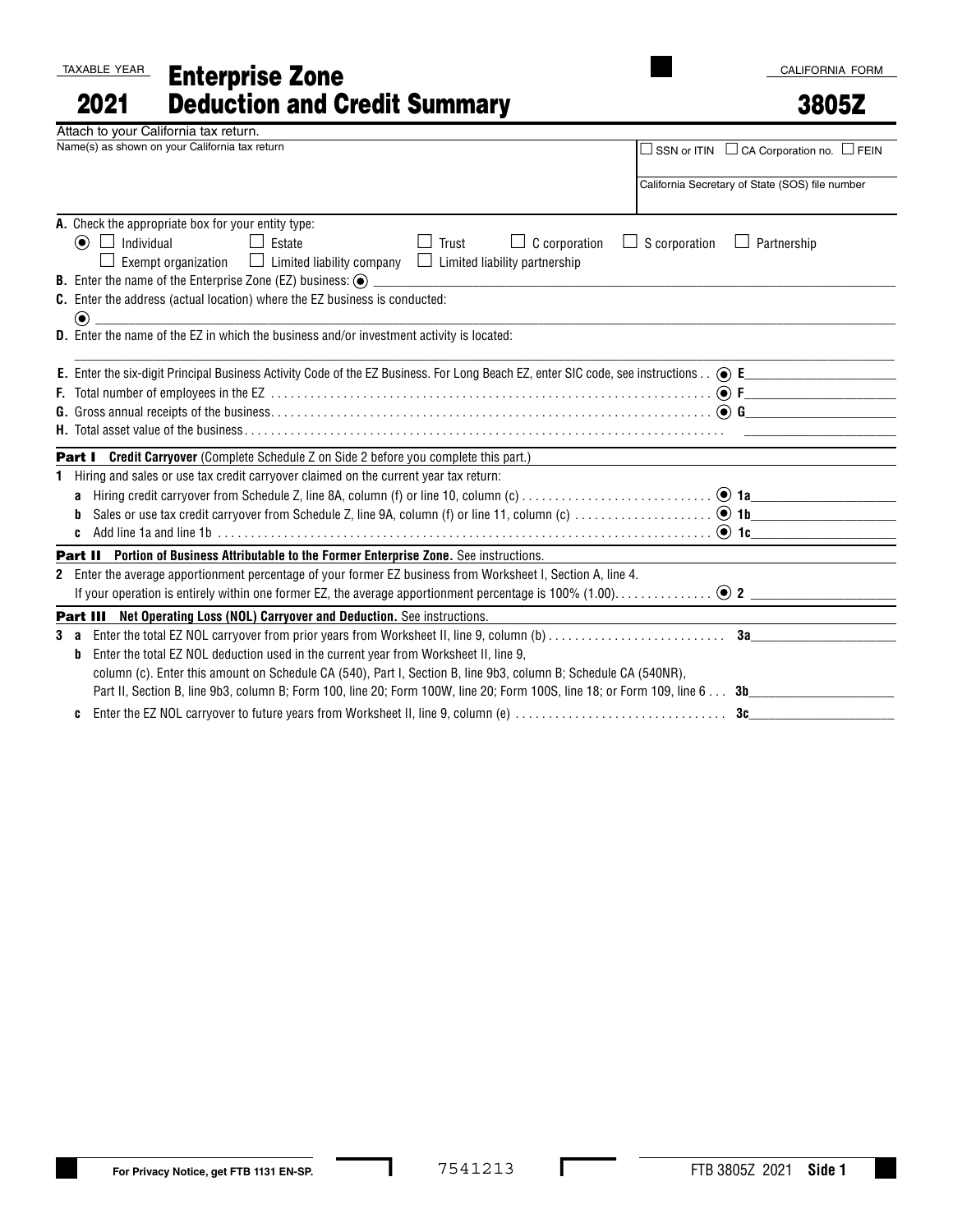TAXABLE YEAR **2021**

# Enterprise Zone Deduction and Credit Summary

CALIFORNIA FORM **3805Z**

Attach to your California tax return.

Name(s) as shown on your California tax return

☐ SSN or ITIN ☐ CA Corporation no. ☐ FEIN

California Secretary of State (SOS) file number

**A.** Check the appropriate box for your entity type:

☐ Individual ☐ Estate ☐ Trust ☐ C corporation ☐ S corporation ☐ Partnership
☐ Exempt organization ☐ Limited liability company ☐ Limited liability partnership

**B.** Enter the name of the Enterprise Zone (EZ) business: \_\_\_\_\_\_\_\_\_\_\_\_\_\_\_\_

**C.** Enter the address (actual location) where the EZ business is conducted:

\_\_\_\_\_\_\_\_\_\_\_\_\_\_\_\_

**D.** Enter the name of the EZ in which the business and/or investment activity is located:

\_\_\_\_\_\_\_\_\_\_\_\_\_\_\_\_

**E.** Enter the six-digit Principal Business Activity Code of the EZ Business. For Long Beach EZ, enter SIC code, see instructions . . **E**\_\_\_\_\_\_\_\_\_\_

**F.** Total number of employees in the EZ . . . **F**\_\_\_\_\_\_\_\_\_\_

**G.** Gross annual receipts of the business. . . . **G**\_\_\_\_\_\_\_\_\_\_

**H.** Total asset value of the business. . . . \_\_\_\_\_\_\_\_\_\_

## Part I Credit Carryover (Complete Schedule Z on Side 2 before you complete this part.)

**1** Hiring and sales or use tax credit carryover claimed on the current year tax return:

**a** Hiring credit carryover from Schedule Z, line 8A, column (f) or line 10, column (c) . . . **1a**\_\_\_\_\_\_\_\_\_\_

**b** Sales or use tax credit carryover from Schedule Z, line 9A, column (f) or line 11, column (c) . . . **1b**\_\_\_\_\_\_\_\_\_\_

**c** Add line 1a and line 1b . . . **1c**\_\_\_\_\_\_\_\_\_\_

## Part II Portion of Business Attributable to the Former Enterprise Zone. See instructions.

**2** Enter the average apportionment percentage of your former EZ business from Worksheet I, Section A, line 4. If your operation is entirely within one former EZ, the average apportionment percentage is 100% (1.00). . . . **2** \_\_\_\_\_\_\_\_\_\_

## Part III Net Operating Loss (NOL) Carryover and Deduction. See instructions.

**3 a** Enter the total EZ NOL carryover from prior years from Worksheet II, line 9, column (b) . . . **3a**\_\_\_\_\_\_\_\_\_\_

**b** Enter the total EZ NOL deduction used in the current year from Worksheet II, line 9, column (c). Enter this amount on Schedule CA (540), Part I, Section B, line 9b3, column B; Schedule CA (540NR), Part II, Section B, line 9b3, column B; Form 100, line 20; Form 100W, line 20; Form 100S, line 18; or Form 109, line 6 . . . **3b**\_\_\_\_\_\_\_\_\_\_

**c** Enter the EZ NOL carryover to future years from Worksheet II, line 9, column (e) . . . **3c**\_\_\_\_\_\_\_\_\_\_

For Privacy Notice, get FTB 1131 EN-SP.

7541213

FTB 3805Z 2021 **Side 1**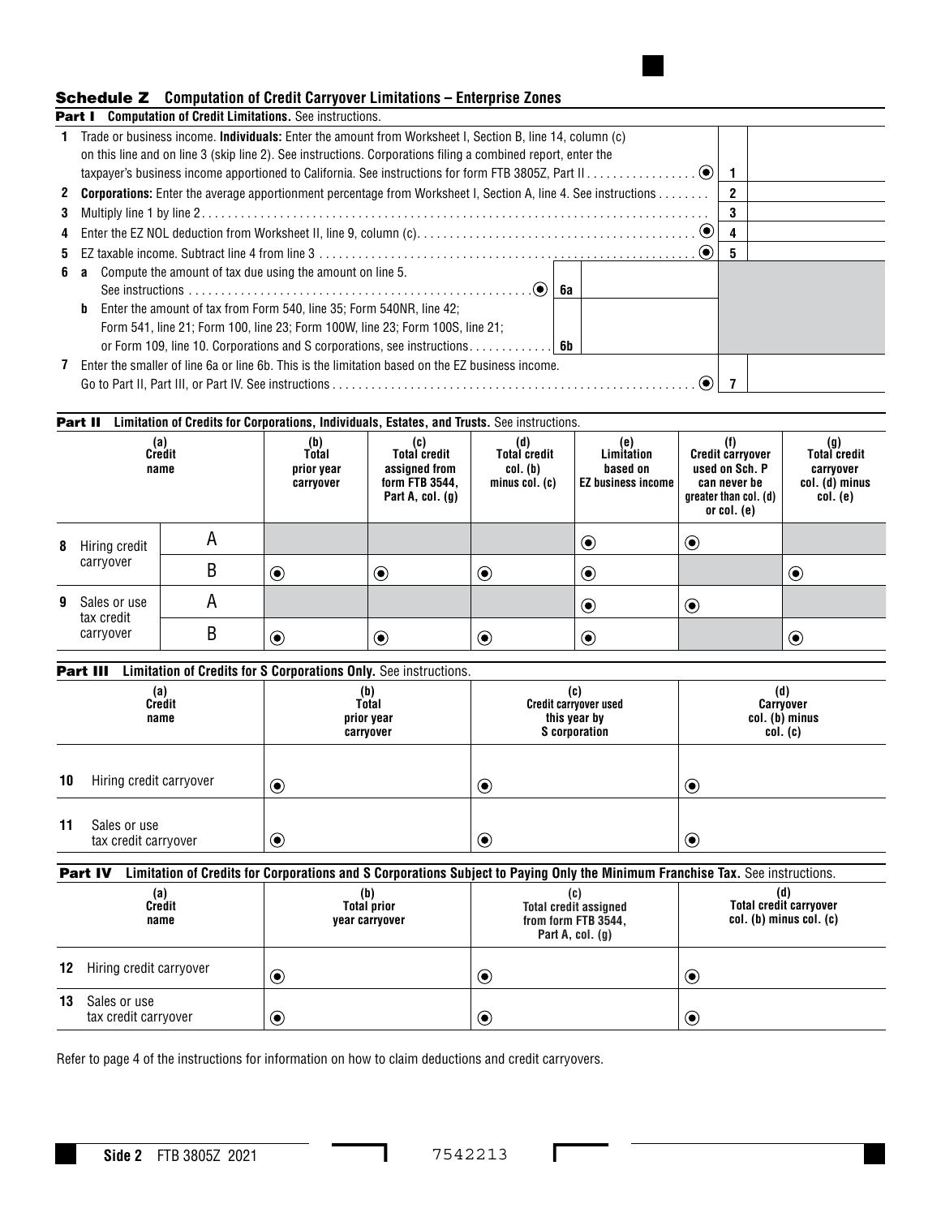## Schedule Z Computation of Credit Carryover Limitations – Enterprise Zones

### Part I Computation of Credit Limitations. See instructions.

| | | | |
|---|---|---|---|
| 1 | Trade or business income. **Individuals:** Enter the amount from Worksheet I, Section B, line 14, column (c) on this line and on line 3 (skip line 2). See instructions. Corporations filing a combined report, enter the taxpayer's business income apportioned to California. See instructions for form FTB 3805Z, Part II | 1 | |
| 2 | **Corporations:** Enter the average apportionment percentage from Worksheet I, Section A, line 4. See instructions | 2 | |
| 3 | Multiply line 1 by line 2 | 3 | |
| 4 | Enter the EZ NOL deduction from Worksheet II, line 9, column (c) | 4 | |
| 5 | EZ taxable income. Subtract line 4 from line 3 | 5 | |
| 6 a | Compute the amount of tax due using the amount on line 5. See instructions | 6a | |
| 6 b | Enter the amount of tax from Form 540, line 35; Form 540NR, line 42; Form 541, line 21; Form 100, line 23; Form 100W, line 23; Form 100S, line 21; or Form 109, line 10. Corporations and S corporations, see instructions | 6b | |
| 7 | Enter the smaller of line 6a or line 6b. This is the limitation based on the EZ business income. Go to Part II, Part III, or Part IV. See instructions | 7 | |

### Part II Limitation of Credits for Corporations, Individuals, Estates, and Trusts. See instructions.

| | (a) Credit name | | (b) Total prior year carryover | (c) Total credit assigned from form FTB 3544, Part A, col. (g) | (d) Total credit col. (b) minus col. (c) | (e) Limitation based on EZ business income | (f) Credit carryover used on Sch. P can never be greater than col. (d) or col. (e) | (g) Total credit carryover col. (d) minus col. (e) |
|---|---|---|---|---|---|---|---|---|
| 8 | Hiring credit carryover | A | | | | | | |
| | | B | | | | | | |
| 9 | Sales or use tax credit carryover | A | | | | | | |
| | | B | | | | | | |

### Part III Limitation of Credits for S Corporations Only. See instructions.

| | (a) Credit name | (b) Total prior year carryover | (c) Credit carryover used this year by S corporation | (d) Carryover col. (b) minus col. (c) |
|---|---|---|---|---|
| 10 | Hiring credit carryover | | | |
| 11 | Sales or use tax credit carryover | | | |

### Part IV Limitation of Credits for Corporations and S Corporations Subject to Paying Only the Minimum Franchise Tax. See instructions.

| | (a) Credit name | (b) Total prior year carryover | (c) Total credit assigned from form FTB 3544, Part A, col. (g) | (d) Total credit carryover col. (b) minus col. (c) |
|---|---|---|---|---|
| 12 | Hiring credit carryover | | | |
| 13 | Sales or use tax credit carryover | | | |

Refer to page 4 of the instructions for information on how to claim deductions and credit carryovers.